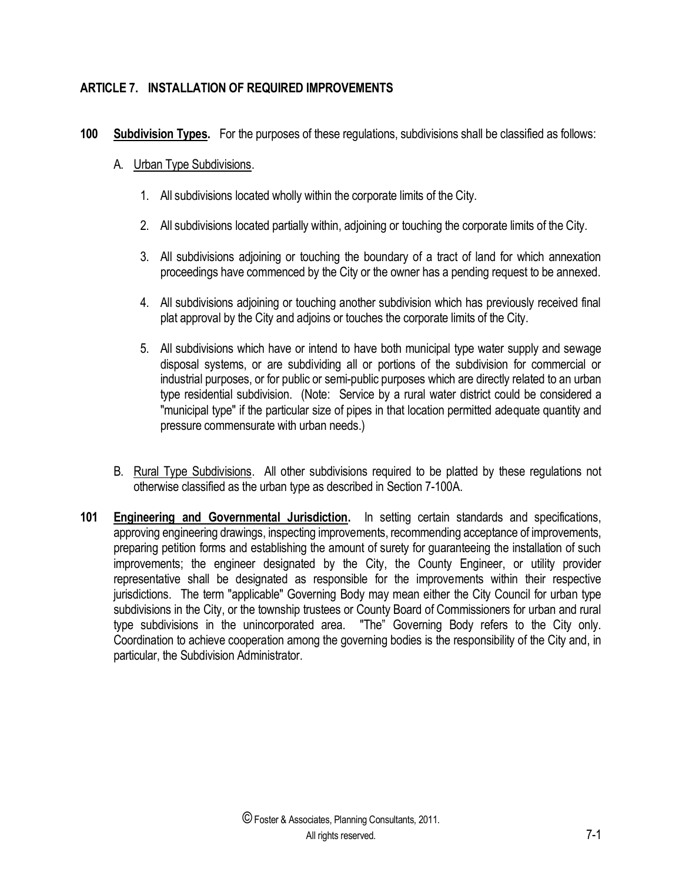## ARTICLE 7. INSTALLATION OF REQUIRED IMPROVEMENTS

**100 Subdivision Types.** For the purposes of these regulations, subdivisions shall be classified as follows:

A. Urban Type Subdivisions.

1. All subdivisions located wholly within the corporate limits of the City.

2. All subdivisions located partially within, adjoining or touching the corporate limits of the City.

3. All subdivisions adjoining or touching the boundary of a tract of land for which annexation proceedings have commenced by the City or the owner has a pending request to be annexed.

4. All subdivisions adjoining or touching another subdivision which has previously received final plat approval by the City and adjoins or touches the corporate limits of the City.

5. All subdivisions which have or intend to have both municipal type water supply and sewage disposal systems, or are subdividing all or portions of the subdivision for commercial or industrial purposes, or for public or semi-public purposes which are directly related to an urban type residential subdivision. (Note: Service by a rural water district could be considered a "municipal type" if the particular size of pipes in that location permitted adequate quantity and pressure commensurate with urban needs.)

B. Rural Type Subdivisions. All other subdivisions required to be platted by these regulations not otherwise classified as the urban type as described in Section 7-100A.

**101 Engineering and Governmental Jurisdiction.** In setting certain standards and specifications, approving engineering drawings, inspecting improvements, recommending acceptance of improvements, preparing petition forms and establishing the amount of surety for guaranteeing the installation of such improvements; the engineer designated by the City, the County Engineer, or utility provider representative shall be designated as responsible for the improvements within their respective jurisdictions. The term "applicable" Governing Body may mean either the City Council for urban type subdivisions in the City, or the township trustees or County Board of Commissioners for urban and rural type subdivisions in the unincorporated area. "The" Governing Body refers to the City only. Coordination to achieve cooperation among the governing bodies is the responsibility of the City and, in particular, the Subdivision Administrator.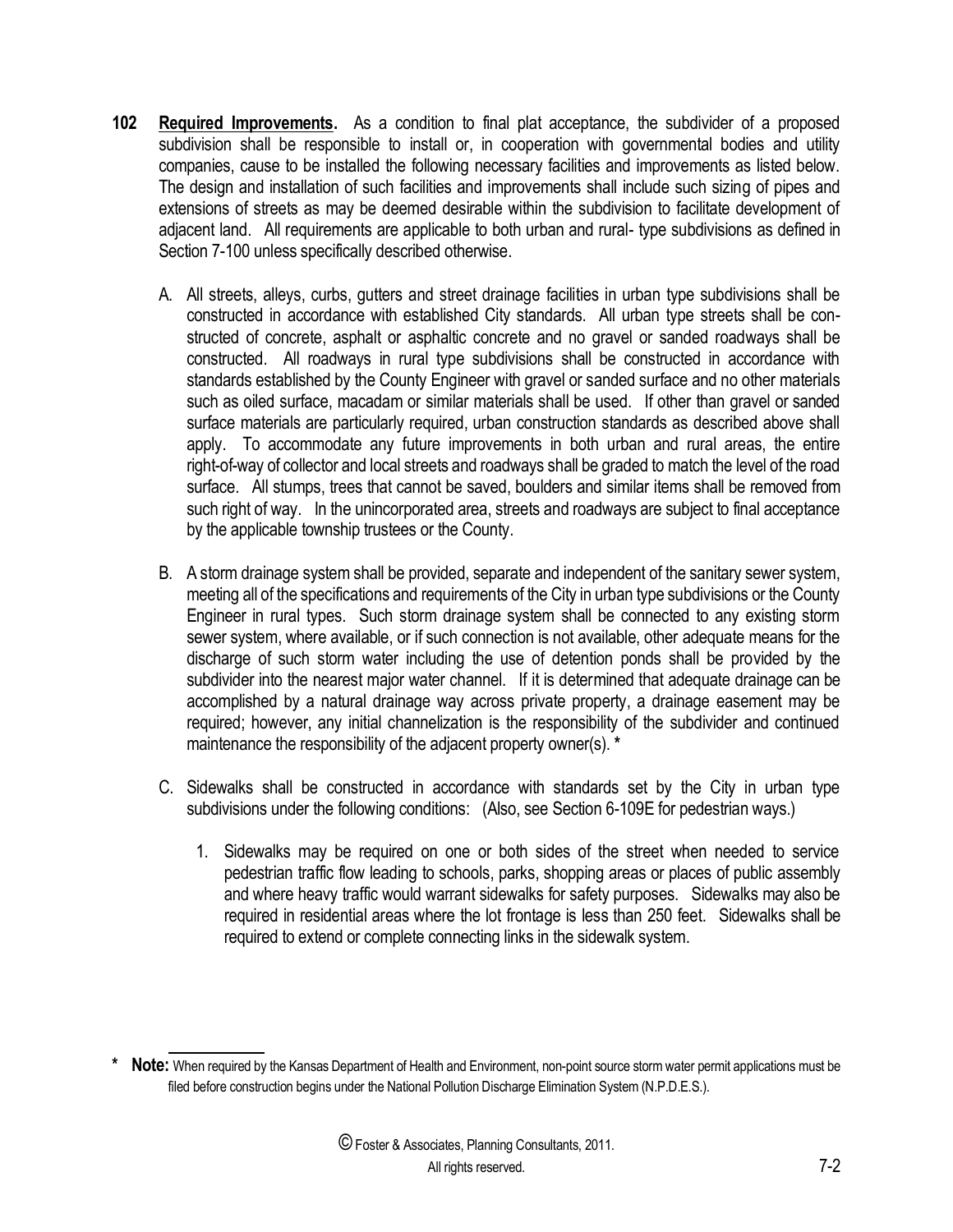**102 Required Improvements.** As a condition to final plat acceptance, the subdivider of a proposed subdivision shall be responsible to install or, in cooperation with governmental bodies and utility companies, cause to be installed the following necessary facilities and improvements as listed below. The design and installation of such facilities and improvements shall include such sizing of pipes and extensions of streets as may be deemed desirable within the subdivision to facilitate development of adjacent land. All requirements are applicable to both urban and rural- type subdivisions as defined in Section 7-100 unless specifically described otherwise.

A. All streets, alleys, curbs, gutters and street drainage facilities in urban type subdivisions shall be constructed in accordance with established City standards. All urban type streets shall be constructed of concrete, asphalt or asphaltic concrete and no gravel or sanded roadways shall be constructed. All roadways in rural type subdivisions shall be constructed in accordance with standards established by the County Engineer with gravel or sanded surface and no other materials such as oiled surface, macadam or similar materials shall be used. If other than gravel or sanded surface materials are particularly required, urban construction standards as described above shall apply. To accommodate any future improvements in both urban and rural areas, the entire right-of-way of collector and local streets and roadways shall be graded to match the level of the road surface. All stumps, trees that cannot be saved, boulders and similar items shall be removed from such right of way. In the unincorporated area, streets and roadways are subject to final acceptance by the applicable township trustees or the County.

B. A storm drainage system shall be provided, separate and independent of the sanitary sewer system, meeting all of the specifications and requirements of the City in urban type subdivisions or the County Engineer in rural types. Such storm drainage system shall be connected to any existing storm sewer system, where available, or if such connection is not available, other adequate means for the discharge of such storm water including the use of detention ponds shall be provided by the subdivider into the nearest major water channel. If it is determined that adequate drainage can be accomplished by a natural drainage way across private property, a drainage easement may be required; however, any initial channelization is the responsibility of the subdivider and continued maintenance the responsibility of the adjacent property owner(s). **\***

C. Sidewalks shall be constructed in accordance with standards set by the City in urban type subdivisions under the following conditions: (Also, see Section 6-109E for pedestrian ways.)

   1. Sidewalks may be required on one or both sides of the street when needed to service pedestrian traffic flow leading to schools, parks, shopping areas or places of public assembly and where heavy traffic would warrant sidewalks for safety purposes. Sidewalks may also be required in residential areas where the lot frontage is less than 250 feet. Sidewalks shall be required to extend or complete connecting links in the sidewalk system.

---

**\* Note:** When required by the Kansas Department of Health and Environment, non-point source storm water permit applications must be filed before construction begins under the National Pollution Discharge Elimination System (N.P.D.E.S.).

© Foster & Associates, Planning Consultants, 2011. All rights reserved.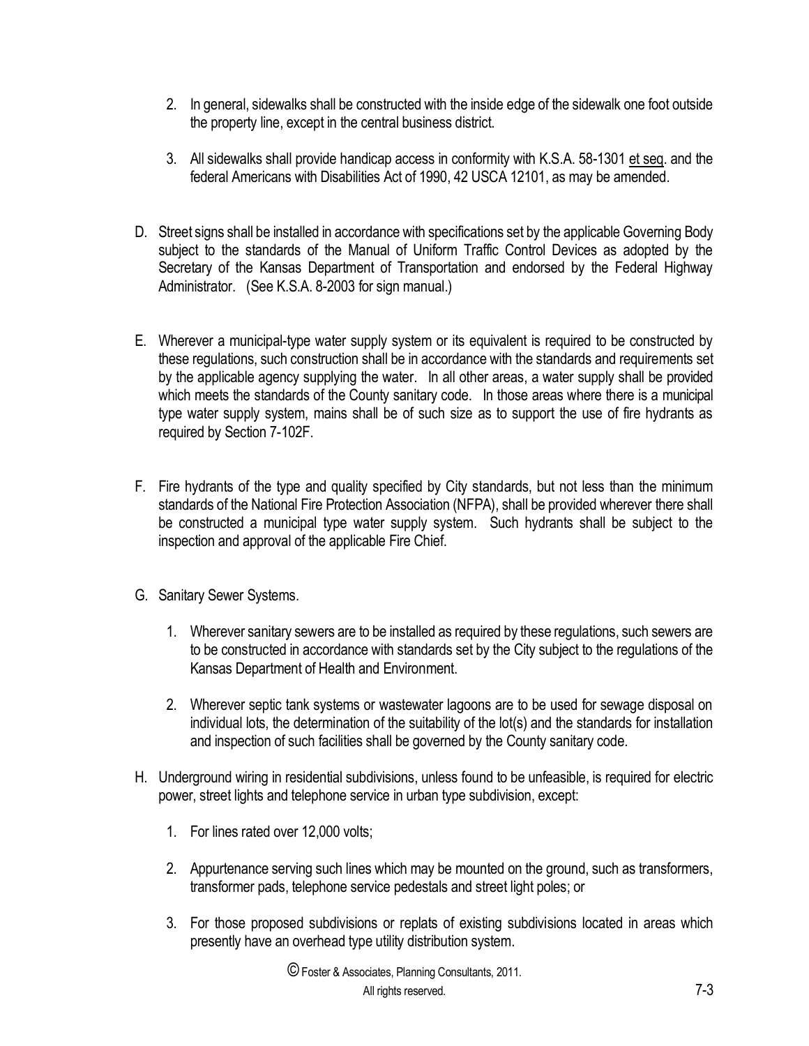2. In general, sidewalks shall be constructed with the inside edge of the sidewalk one foot outside the property line, except in the central business district.

3. All sidewalks shall provide handicap access in conformity with K.S.A. 58-1301 et seq. and the federal Americans with Disabilities Act of 1990, 42 USCA 12101, as may be amended.

D. Street signs shall be installed in accordance with specifications set by the applicable Governing Body subject to the standards of the Manual of Uniform Traffic Control Devices as adopted by the Secretary of the Kansas Department of Transportation and endorsed by the Federal Highway Administrator. (See K.S.A. 8-2003 for sign manual.)

E. Wherever a municipal-type water supply system or its equivalent is required to be constructed by these regulations, such construction shall be in accordance with the standards and requirements set by the applicable agency supplying the water. In all other areas, a water supply shall be provided which meets the standards of the County sanitary code. In those areas where there is a municipal type water supply system, mains shall be of such size as to support the use of fire hydrants as required by Section 7-102F.

F. Fire hydrants of the type and quality specified by City standards, but not less than the minimum standards of the National Fire Protection Association (NFPA), shall be provided wherever there shall be constructed a municipal type water supply system. Such hydrants shall be subject to the inspection and approval of the applicable Fire Chief.

G. Sanitary Sewer Systems.

1. Wherever sanitary sewers are to be installed as required by these regulations, such sewers are to be constructed in accordance with standards set by the City subject to the regulations of the Kansas Department of Health and Environment.

2. Wherever septic tank systems or wastewater lagoons are to be used for sewage disposal on individual lots, the determination of the suitability of the lot(s) and the standards for installation and inspection of such facilities shall be governed by the County sanitary code.

H. Underground wiring in residential subdivisions, unless found to be unfeasible, is required for electric power, street lights and telephone service in urban type subdivision, except:

1. For lines rated over 12,000 volts;

2. Appurtenance serving such lines which may be mounted on the ground, such as transformers, transformer pads, telephone service pedestals and street light poles; or

3. For those proposed subdivisions or replats of existing subdivisions located in areas which presently have an overhead type utility distribution system.

© Foster & Associates, Planning Consultants, 2011. All rights reserved.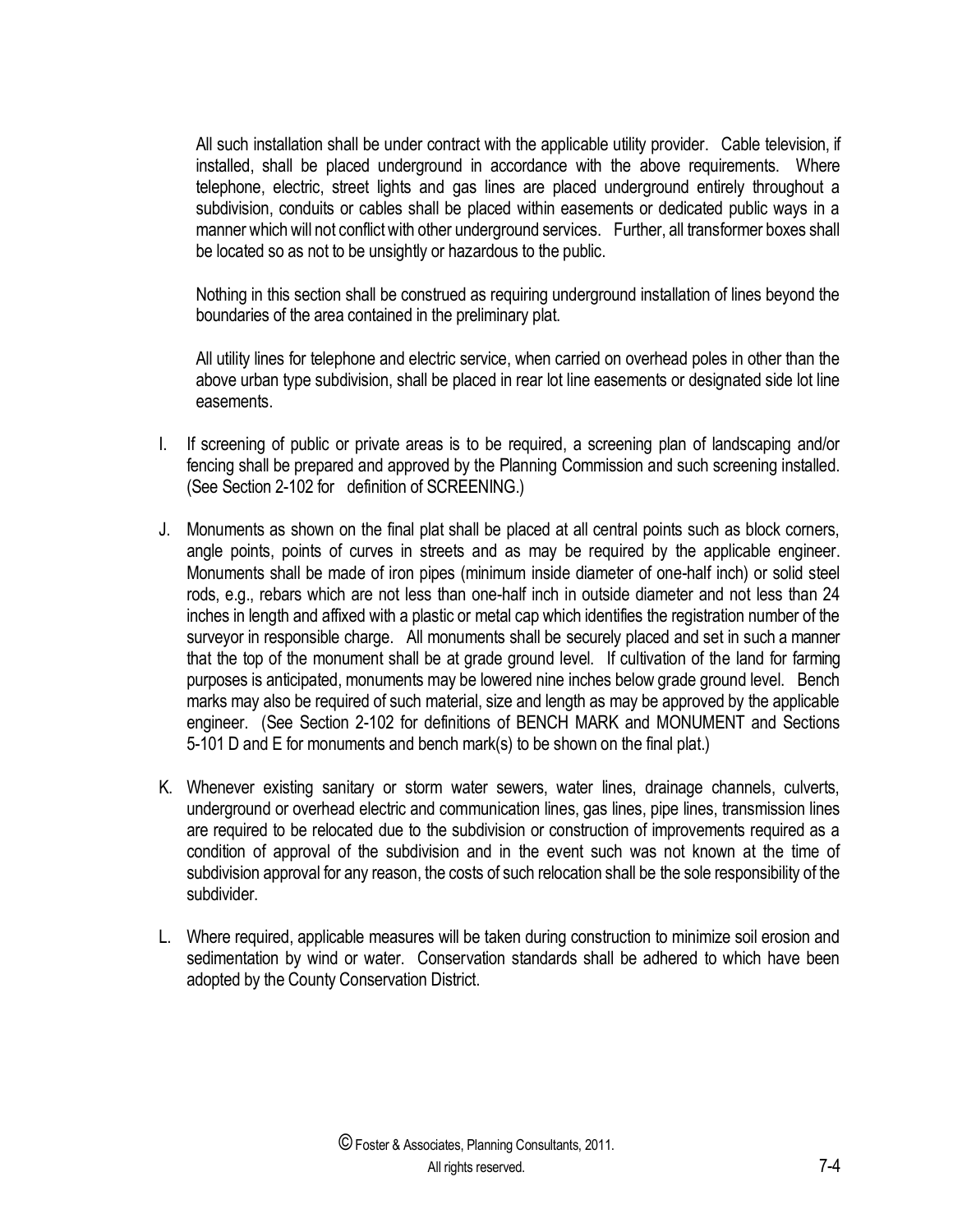All such installation shall be under contract with the applicable utility provider. Cable television, if installed, shall be placed underground in accordance with the above requirements. Where telephone, electric, street lights and gas lines are placed underground entirely throughout a subdivision, conduits or cables shall be placed within easements or dedicated public ways in a manner which will not conflict with other underground services. Further, all transformer boxes shall be located so as not to be unsightly or hazardous to the public.

Nothing in this section shall be construed as requiring underground installation of lines beyond the boundaries of the area contained in the preliminary plat.

All utility lines for telephone and electric service, when carried on overhead poles in other than the above urban type subdivision, shall be placed in rear lot line easements or designated side lot line easements.

I. If screening of public or private areas is to be required, a screening plan of landscaping and/or fencing shall be prepared and approved by the Planning Commission and such screening installed. (See Section 2-102 for definition of SCREENING.)

J. Monuments as shown on the final plat shall be placed at all central points such as block corners, angle points, points of curves in streets and as may be required by the applicable engineer. Monuments shall be made of iron pipes (minimum inside diameter of one-half inch) or solid steel rods, e.g., rebars which are not less than one-half inch in outside diameter and not less than 24 inches in length and affixed with a plastic or metal cap which identifies the registration number of the surveyor in responsible charge. All monuments shall be securely placed and set in such a manner that the top of the monument shall be at grade ground level. If cultivation of the land for farming purposes is anticipated, monuments may be lowered nine inches below grade ground level. Bench marks may also be required of such material, size and length as may be approved by the applicable engineer. (See Section 2-102 for definitions of BENCH MARK and MONUMENT and Sections 5-101 D and E for monuments and bench mark(s) to be shown on the final plat.)

K. Whenever existing sanitary or storm water sewers, water lines, drainage channels, culverts, underground or overhead electric and communication lines, gas lines, pipe lines, transmission lines are required to be relocated due to the subdivision or construction of improvements required as a condition of approval of the subdivision and in the event such was not known at the time of subdivision approval for any reason, the costs of such relocation shall be the sole responsibility of the subdivider.

L. Where required, applicable measures will be taken during construction to minimize soil erosion and sedimentation by wind or water. Conservation standards shall be adhered to which have been adopted by the County Conservation District.

© Foster & Associates, Planning Consultants, 2011.
All rights reserved.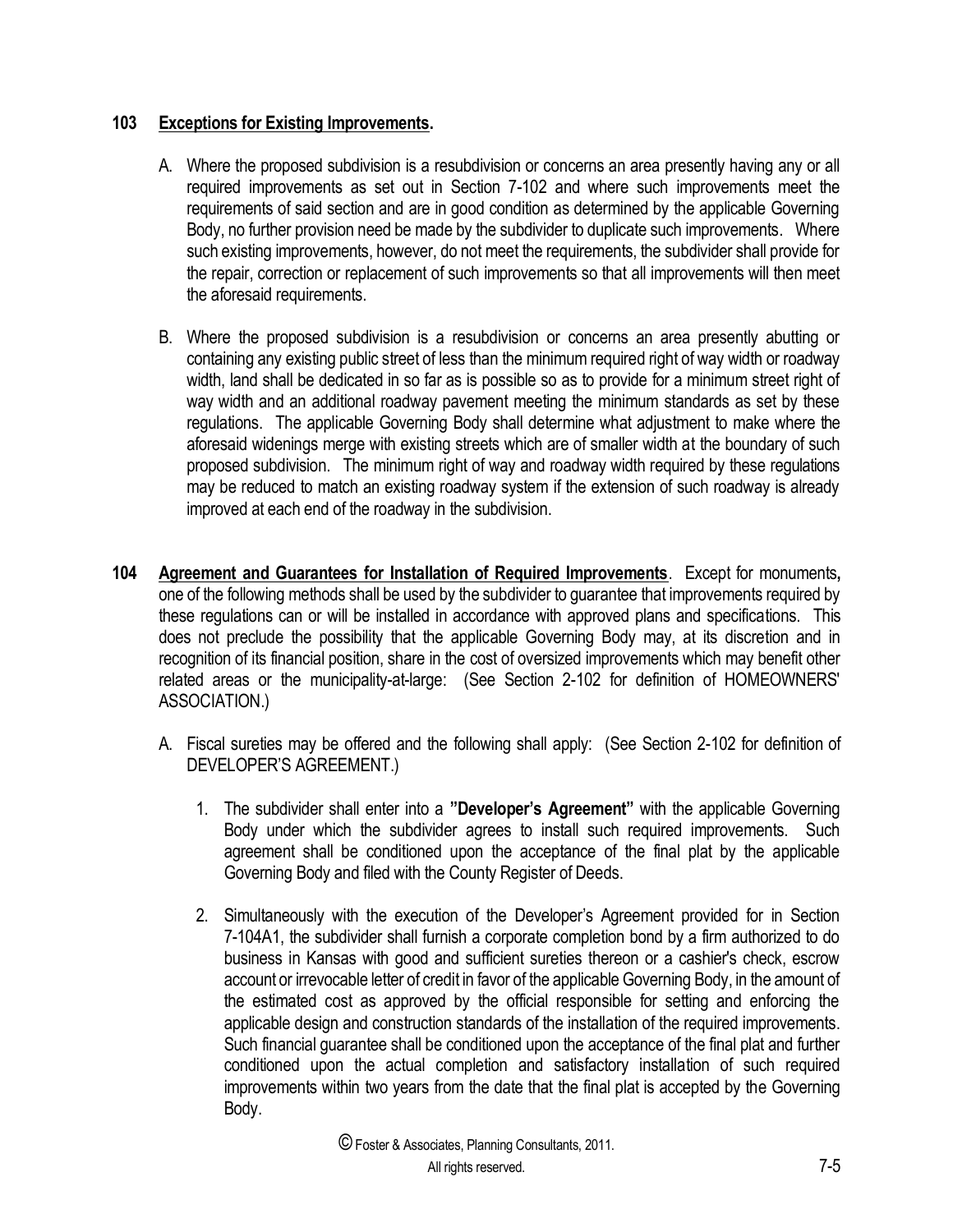**103 Exceptions for Existing Improvements.**

A. Where the proposed subdivision is a resubdivision or concerns an area presently having any or all required improvements as set out in Section 7-102 and where such improvements meet the requirements of said section and are in good condition as determined by the applicable Governing Body, no further provision need be made by the subdivider to duplicate such improvements. Where such existing improvements, however, do not meet the requirements, the subdivider shall provide for the repair, correction or replacement of such improvements so that all improvements will then meet the aforesaid requirements.

B. Where the proposed subdivision is a resubdivision or concerns an area presently abutting or containing any existing public street of less than the minimum required right of way width or roadway width, land shall be dedicated in so far as is possible so as to provide for a minimum street right of way width and an additional roadway pavement meeting the minimum standards as set by these regulations. The applicable Governing Body shall determine what adjustment to make where the aforesaid widenings merge with existing streets which are of smaller width at the boundary of such proposed subdivision. The minimum right of way and roadway width required by these regulations may be reduced to match an existing roadway system if the extension of such roadway is already improved at each end of the roadway in the subdivision.

**104 Agreement and Guarantees for Installation of Required Improvements**. Except for monuments**,** one of the following methods shall be used by the subdivider to guarantee that improvements required by these regulations can or will be installed in accordance with approved plans and specifications. This does not preclude the possibility that the applicable Governing Body may, at its discretion and in recognition of its financial position, share in the cost of oversized improvements which may benefit other related areas or the municipality-at-large: (See Section 2-102 for definition of HOMEOWNERS' ASSOCIATION.)

A. Fiscal sureties may be offered and the following shall apply: (See Section 2-102 for definition of DEVELOPER'S AGREEMENT.)

1. The subdivider shall enter into a **"Developer's Agreement"** with the applicable Governing Body under which the subdivider agrees to install such required improvements. Such agreement shall be conditioned upon the acceptance of the final plat by the applicable Governing Body and filed with the County Register of Deeds.

2. Simultaneously with the execution of the Developer's Agreement provided for in Section 7-104A1, the subdivider shall furnish a corporate completion bond by a firm authorized to do business in Kansas with good and sufficient sureties thereon or a cashier's check, escrow account or irrevocable letter of credit in favor of the applicable Governing Body, in the amount of the estimated cost as approved by the official responsible for setting and enforcing the applicable design and construction standards of the installation of the required improvements. Such financial guarantee shall be conditioned upon the acceptance of the final plat and further conditioned upon the actual completion and satisfactory installation of such required improvements within two years from the date that the final plat is accepted by the Governing Body.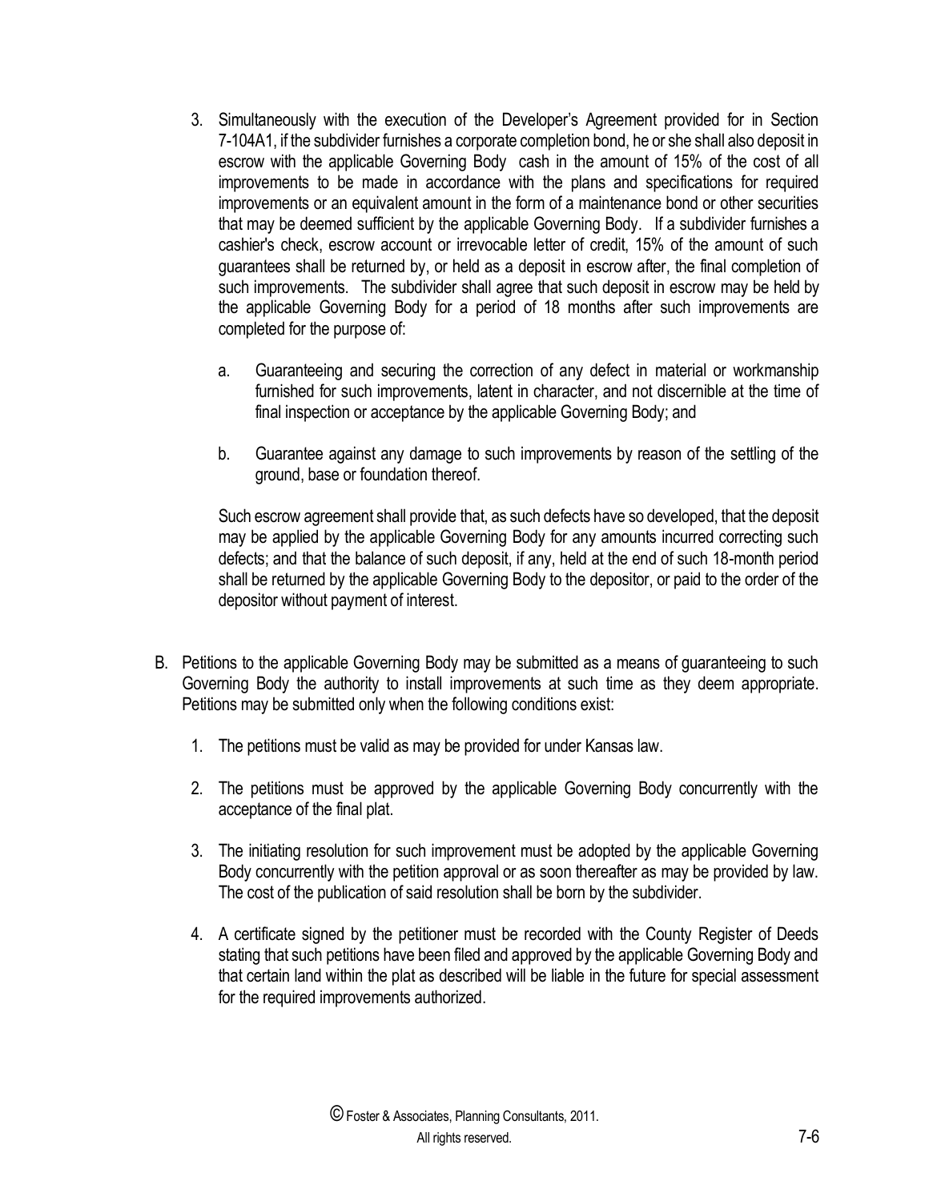3. Simultaneously with the execution of the Developer's Agreement provided for in Section 7-104A1, if the subdivider furnishes a corporate completion bond, he or she shall also deposit in escrow with the applicable Governing Body cash in the amount of 15% of the cost of all improvements to be made in accordance with the plans and specifications for required improvements or an equivalent amount in the form of a maintenance bond or other securities that may be deemed sufficient by the applicable Governing Body. If a subdivider furnishes a cashier's check, escrow account or irrevocable letter of credit, 15% of the amount of such guarantees shall be returned by, or held as a deposit in escrow after, the final completion of such improvements. The subdivider shall agree that such deposit in escrow may be held by the applicable Governing Body for a period of 18 months after such improvements are completed for the purpose of:

   a. Guaranteeing and securing the correction of any defect in material or workmanship furnished for such improvements, latent in character, and not discernible at the time of final inspection or acceptance by the applicable Governing Body; and

   b. Guarantee against any damage to such improvements by reason of the settling of the ground, base or foundation thereof.

   Such escrow agreement shall provide that, as such defects have so developed, that the deposit may be applied by the applicable Governing Body for any amounts incurred correcting such defects; and that the balance of such deposit, if any, held at the end of such 18-month period shall be returned by the applicable Governing Body to the depositor, or paid to the order of the depositor without payment of interest.

B. Petitions to the applicable Governing Body may be submitted as a means of guaranteeing to such Governing Body the authority to install improvements at such time as they deem appropriate. Petitions may be submitted only when the following conditions exist:

   1. The petitions must be valid as may be provided for under Kansas law.

   2. The petitions must be approved by the applicable Governing Body concurrently with the acceptance of the final plat.

   3. The initiating resolution for such improvement must be adopted by the applicable Governing Body concurrently with the petition approval or as soon thereafter as may be provided by law. The cost of the publication of said resolution shall be born by the subdivider.

   4. A certificate signed by the petitioner must be recorded with the County Register of Deeds stating that such petitions have been filed and approved by the applicable Governing Body and that certain land within the plat as described will be liable in the future for special assessment for the required improvements authorized.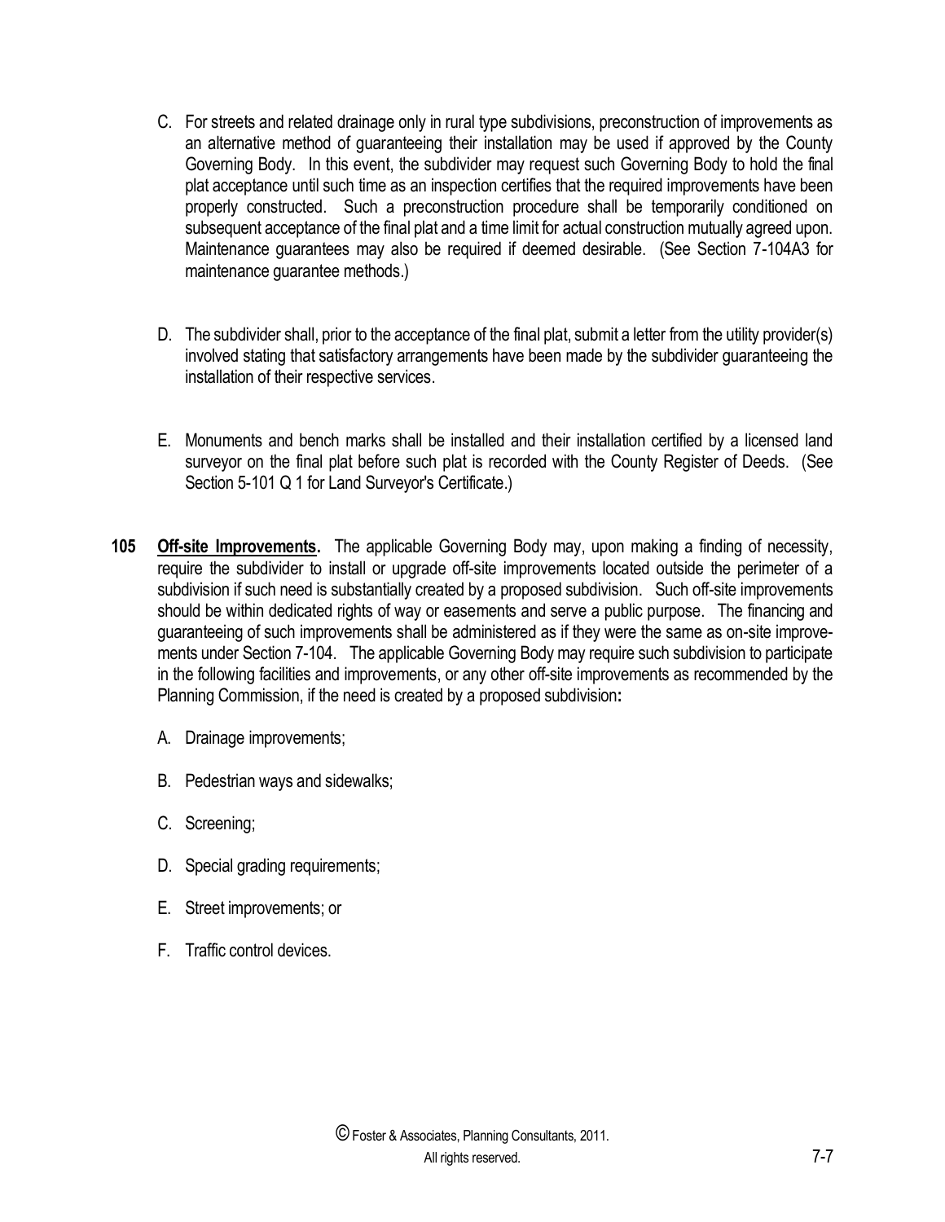C. For streets and related drainage only in rural type subdivisions, preconstruction of improvements as an alternative method of guaranteeing their installation may be used if approved by the County Governing Body. In this event, the subdivider may request such Governing Body to hold the final plat acceptance until such time as an inspection certifies that the required improvements have been properly constructed. Such a preconstruction procedure shall be temporarily conditioned on subsequent acceptance of the final plat and a time limit for actual construction mutually agreed upon. Maintenance guarantees may also be required if deemed desirable. (See Section 7-104A3 for maintenance guarantee methods.)

D. The subdivider shall, prior to the acceptance of the final plat, submit a letter from the utility provider(s) involved stating that satisfactory arrangements have been made by the subdivider guaranteeing the installation of their respective services.

E. Monuments and bench marks shall be installed and their installation certified by a licensed land surveyor on the final plat before such plat is recorded with the County Register of Deeds. (See Section 5-101 Q 1 for Land Surveyor's Certificate.)

**105** **Off-site Improvements.** The applicable Governing Body may, upon making a finding of necessity, require the subdivider to install or upgrade off-site improvements located outside the perimeter of a subdivision if such need is substantially created by a proposed subdivision. Such off-site improvements should be within dedicated rights of way or easements and serve a public purpose. The financing and guaranteeing of such improvements shall be administered as if they were the same as on-site improvements under Section 7-104. The applicable Governing Body may require such subdivision to participate in the following facilities and improvements, or any other off-site improvements as recommended by the Planning Commission, if the need is created by a proposed subdivision**:**

A. Drainage improvements;

B. Pedestrian ways and sidewalks;

C. Screening;

D. Special grading requirements;

E. Street improvements; or

F. Traffic control devices.

© Foster & Associates, Planning Consultants, 2011.
All rights reserved.